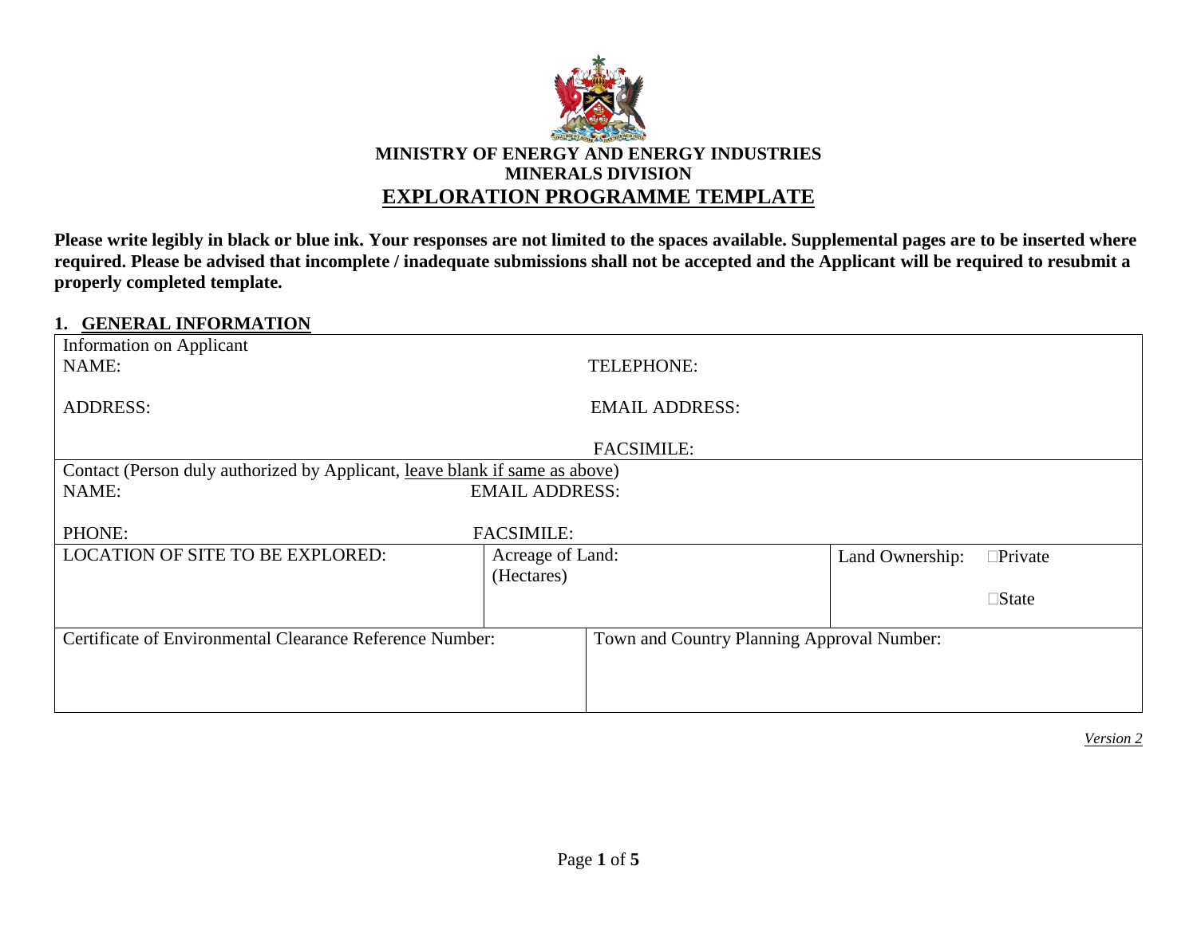**MINISTRY OF ENERGY AND ENERGY INDUSTRIES**
**MINERALS DIVISION**

# EXPLORATION PROGRAMME TEMPLATE

**Please write legibly in black or blue ink. Your responses are not limited to the spaces available. Supplemental pages are to be inserted where required. Please be advised that incomplete / inadequate submissions shall not be accepted and the Applicant will be required to resubmit a properly completed template.**

## 1. GENERAL INFORMATION

| | | | |
|---|---|---|---|
| Information on Applicant<br>NAME:<br><br>ADDRESS: | | TELEPHONE:<br><br>EMAIL ADDRESS:<br><br>FACSIMILE: | |
| Contact (Person duly authorized by Applicant, leave blank if same as above)<br>NAME:<br><br>PHONE: | EMAIL ADDRESS:<br><br>FACSIMILE: | | |
| LOCATION OF SITE TO BE EXPLORED: | Acreage of Land:<br>(Hectares) | | Land Ownership: ☐Private<br><br>☐State |
| Certificate of Environmental Clearance Reference Number: | | Town and Country Planning Approval Number: | |

*Version 2*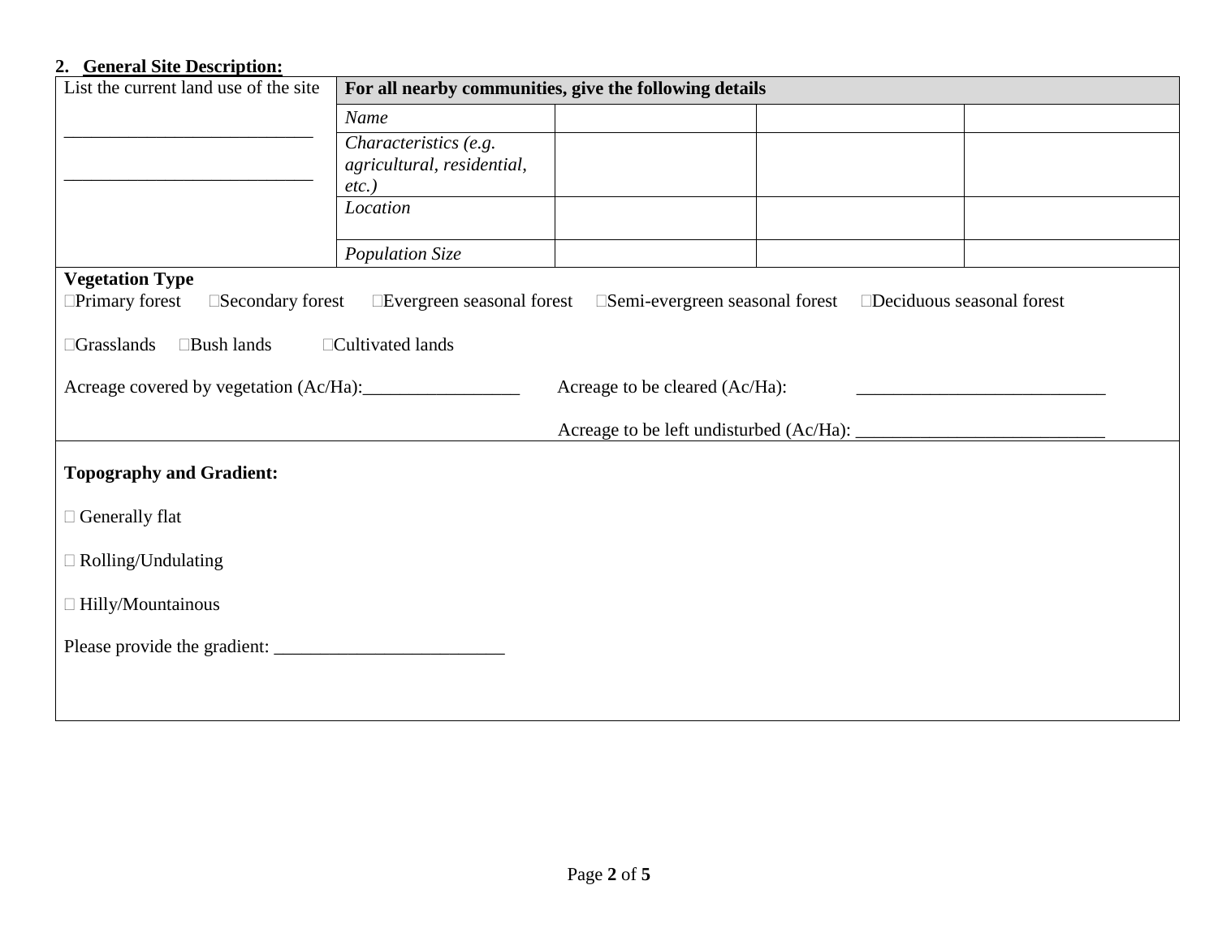## 2. General Site Description:

| List the current land use of the site | For all nearby communities, give the following details | | | |
|---|---|---|---|---|
| ___________________________ | *Name* | | | |
| ___________________________ | *Characteristics (e.g. agricultural, residential, etc.)* | | | |
| | *Location* | | | |
| | *Population Size* | | | |

**Vegetation Type**

☐Primary forest ☐Secondary forest ☐Evergreen seasonal forest ☐Semi-evergreen seasonal forest ☐Deciduous seasonal forest

☐Grasslands ☐Bush lands ☐Cultivated lands

Acreage covered by vegetation (Ac/Ha):_________________ Acreage to be cleared (Ac/Ha): ___________________________

Acreage to be left undisturbed (Ac/Ha): ___________________________

**Topography and Gradient:**

☐ Generally flat

☐ Rolling/Undulating

☐ Hilly/Mountainous

Please provide the gradient: _________________________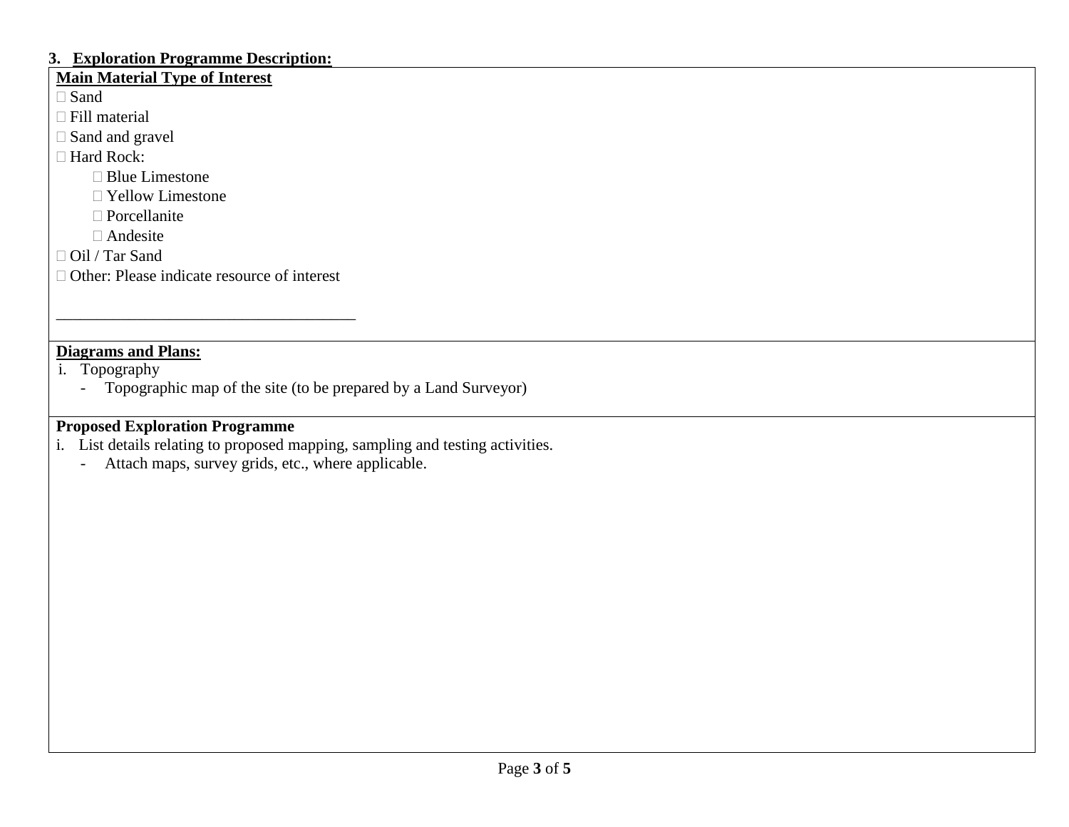## 3. Exploration Programme Description:

**Main Material Type of Interest**

- ☐ Sand
- ☐ Fill material
- ☐ Sand and gravel
- ☐ Hard Rock:
  - ☐ Blue Limestone
  - ☐ Yellow Limestone
  - ☐ Porcellanite
  - ☐ Andesite
- ☐ Oil / Tar Sand
- ☐ Other: Please indicate resource of interest

_____________________________________

**Diagrams and Plans:**

i. Topography
   - Topographic map of the site (to be prepared by a Land Surveyor)

**Proposed Exploration Programme**

i. List details relating to proposed mapping, sampling and testing activities.
   - Attach maps, survey grids, etc., where applicable.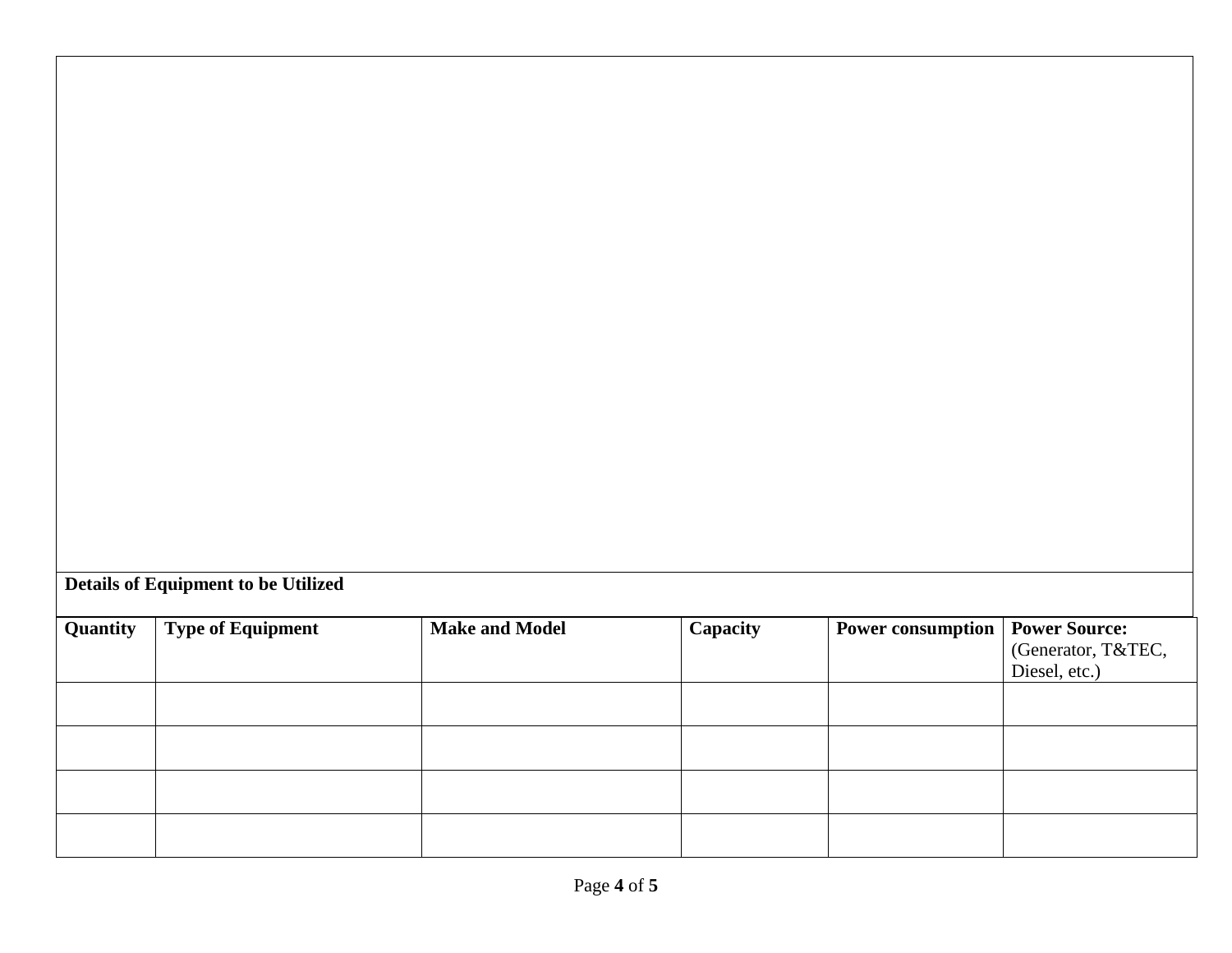**Details of Equipment to be Utilized**

| **Quantity** | **Type of Equipment** | **Make and Model** | **Capacity** | **Power consumption** | **Power Source:** (Generator, T&TEC, Diesel, etc.) |
|---|---|---|---|---|---|
| | | | | | |
| | | | | | |
| | | | | | |
| | | | | | |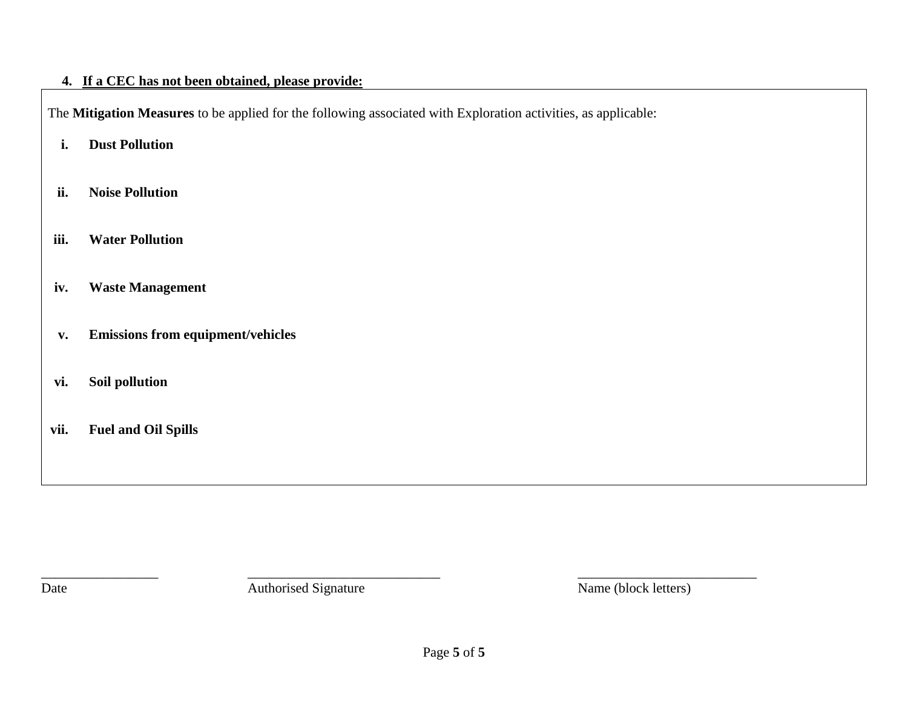**4. <u>If a CEC has not been obtained, please provide:</u>**

The **Mitigation Measures** to be applied for the following associated with Exploration activities, as applicable:

i. **Dust Pollution**

ii. **Noise Pollution**

iii. **Water Pollution**

iv. **Waste Management**

v. **Emissions from equipment/vehicles**

vi. **Soil pollution**

vii. **Fuel and Oil Spills**

| | | |
|---|---|---|
| _________________ | ____________________________ | __________________________ |
| Date | Authorised Signature | Name (block letters) |